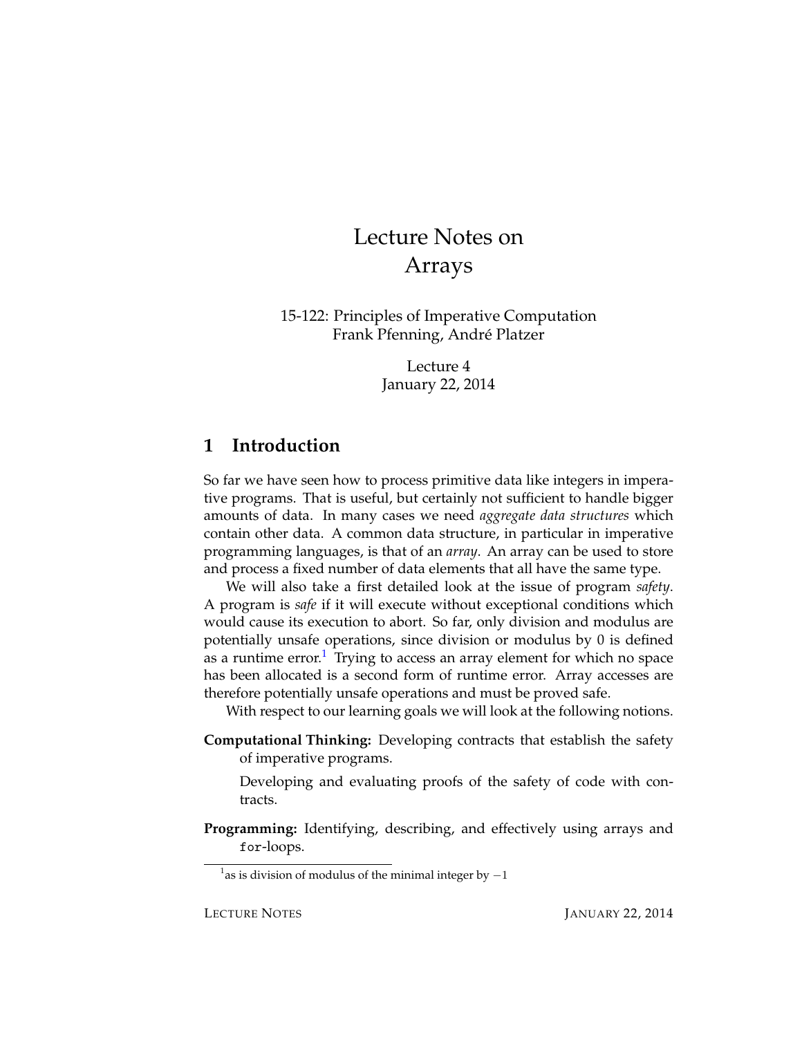# Lecture Notes on Arrays

15-122: Principles of Imperative Computation
Frank Pfenning, André Platzer

Lecture 4
January 22, 2014

## 1 Introduction

So far we have seen how to process primitive data like integers in imperative programs. That is useful, but certainly not sufficient to handle bigger amounts of data. In many cases we need *aggregate data structures* which contain other data. A common data structure, in particular in imperative programming languages, is that of an *array*. An array can be used to store and process a fixed number of data elements that all have the same type.

We will also take a first detailed look at the issue of program *safety*. A program is *safe* if it will execute without exceptional conditions which would cause its execution to abort. So far, only division and modulus are potentially unsafe operations, since division or modulus by 0 is defined as a runtime error.[1] Trying to access an array element for which no space has been allocated is a second form of runtime error. Array accesses are therefore potentially unsafe operations and must be proved safe.

With respect to our learning goals we will look at the following notions.

**Computational Thinking:** Developing contracts that establish the safety of imperative programs.

Developing and evaluating proofs of the safety of code with contracts.

**Programming:** Identifying, describing, and effectively using arrays and `for`-loops.

[1] as is division of modulus of the minimal integer by $-1$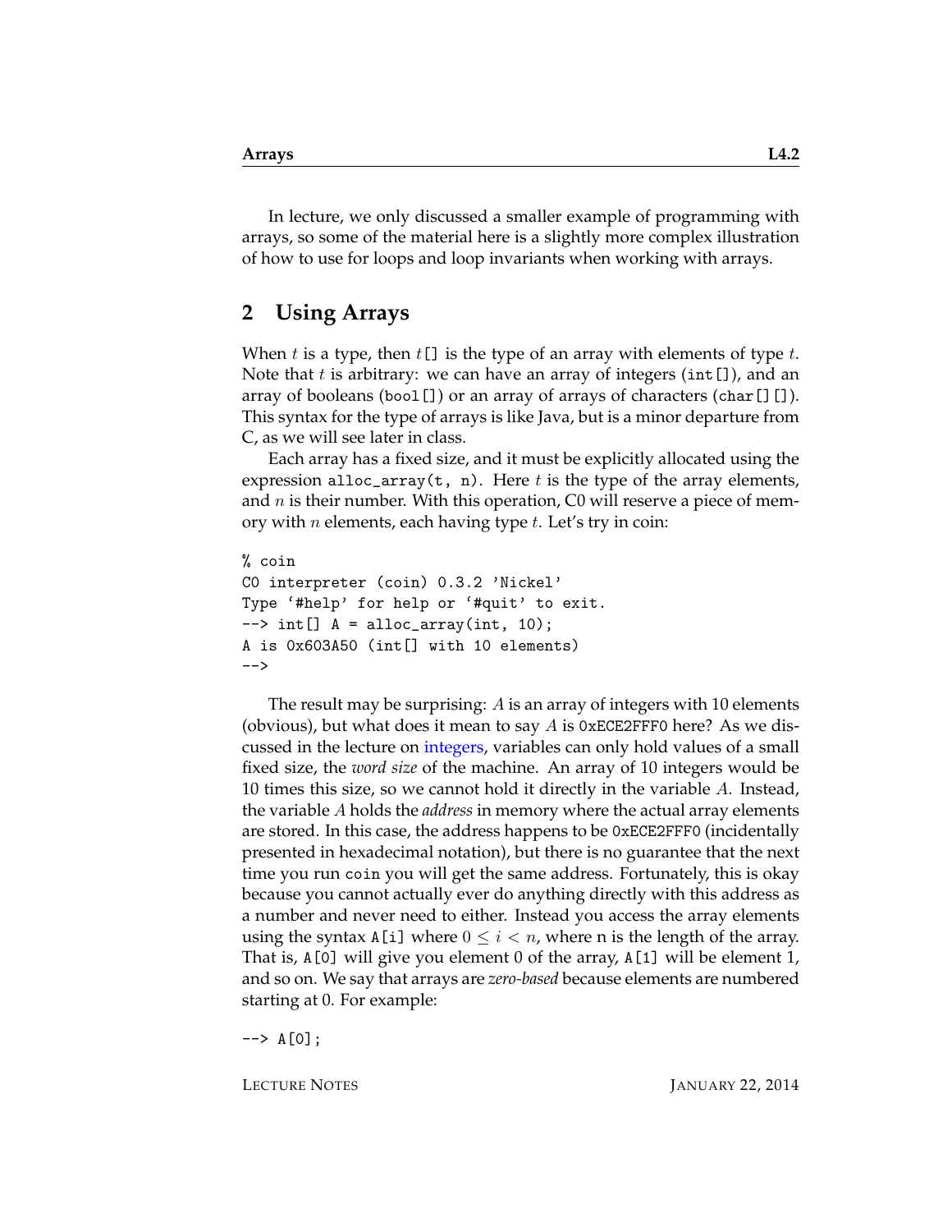In lecture, we only discussed a smaller example of programming with arrays, so some of the material here is a slightly more complex illustration of how to use for loops and loop invariants when working with arrays.

## 2 Using Arrays

When $t$ is a type, then $t$`[]` is the type of an array with elements of type $t$. Note that $t$ is arbitrary: we can have an array of integers (`int[]`), and an array of booleans (`bool[]`) or an array of arrays of characters (`char[][]`). This syntax for the type of arrays is like Java, but is a minor departure from C, as we will see later in class.

Each array has a fixed size, and it must be explicitly allocated using the expression `alloc_array(t, n)`. Here $t$ is the type of the array elements, and $n$ is their number. With this operation, C0 will reserve a piece of memory with $n$ elements, each having type $t$. Let's try in coin:

```
% coin
C0 interpreter (coin) 0.3.2 'Nickel'
Type '#help' for help or '#quit' to exit.
--> int[] A = alloc_array(int, 10);
A is 0x603A50 (int[] with 10 elements)
-->
```

The result may be surprising: $A$ is an array of integers with 10 elements (obvious), but what does it mean to say $A$ is `0xECE2FFF0` here? As we discussed in the lecture on integers, variables can only hold values of a small fixed size, the *word size* of the machine. An array of 10 integers would be 10 times this size, so we cannot hold it directly in the variable $A$. Instead, the variable $A$ holds the *address* in memory where the actual array elements are stored. In this case, the address happens to be `0xECE2FFF0` (incidentally presented in hexadecimal notation), but there is no guarantee that the next time you run `coin` you will get the same address. Fortunately, this is okay because you cannot actually ever do anything directly with this address as a number and never need to either. Instead you access the array elements using the syntax `A[i]` where $0 \leq i < n$, where n is the length of the array. That is, `A[0]` will give you element 0 of the array, `A[1]` will be element 1, and so on. We say that arrays are *zero-based* because elements are numbered starting at 0. For example:

```
--> A[0];
```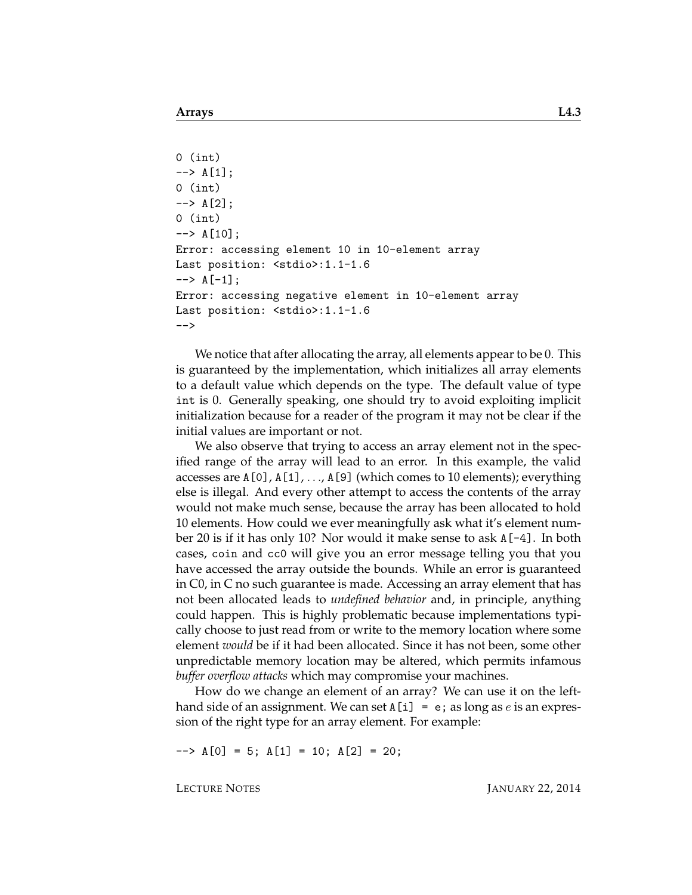```
0 (int)
--> A[1];
0 (int)
--> A[2];
0 (int)
--> A[10];
Error: accessing element 10 in 10-element array
Last position: <stdio>:1.1-1.6
--> A[-1];
Error: accessing negative element in 10-element array
Last position: <stdio>:1.1-1.6
-->
```

We notice that after allocating the array, all elements appear to be 0. This is guaranteed by the implementation, which initializes all array elements to a default value which depends on the type. The default value of type `int` is 0. Generally speaking, one should try to avoid exploiting implicit initialization because for a reader of the program it may not be clear if the initial values are important or not.

We also observe that trying to access an array element not in the specified range of the array will lead to an error. In this example, the valid accesses are `A[0]`, `A[1]`, ..., `A[9]` (which comes to 10 elements); everything else is illegal. And every other attempt to access the contents of the array would not make much sense, because the array has been allocated to hold 10 elements. How could we ever meaningfully ask what it's element number 20 is if it has only 10? Nor would it make sense to ask `A[-4]`. In both cases, `coin` and `cc0` will give you an error message telling you that you have accessed the array outside the bounds. While an error is guaranteed in C0, in C no such guarantee is made. Accessing an array element that has not been allocated leads to *undefined behavior* and, in principle, anything could happen. This is highly problematic because implementations typically choose to just read from or write to the memory location where some element *would* be if it had been allocated. Since it has not been, some other unpredictable memory location may be altered, which permits infamous *buffer overflow attacks* which may compromise your machines.

How do we change an element of an array? We can use it on the left-hand side of an assignment. We can set `A[i] = e;` as long as $e$ is an expression of the right type for an array element. For example:

```
--> A[0] = 5; A[1] = 10; A[2] = 20;
```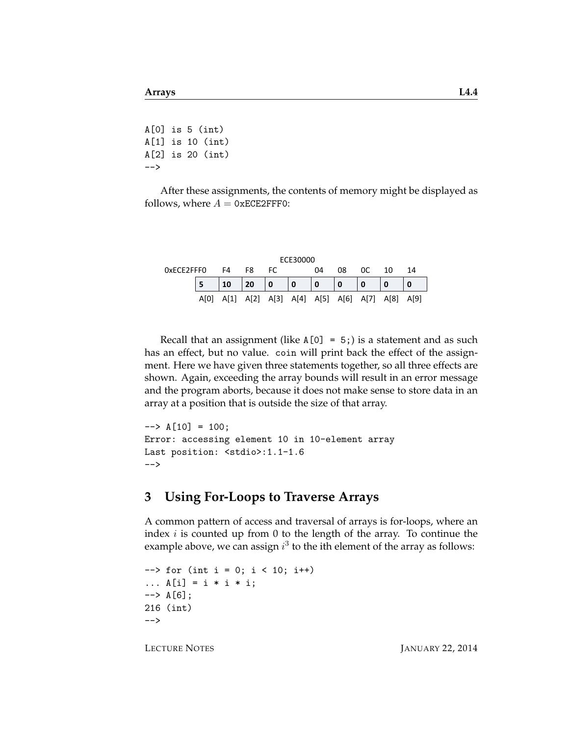```
A[0] is 5 (int)
A[1] is 10 (int)
A[2] is 20 (int)
-->
```

After these assignments, the contents of memory might be displayed as follows, where $A = $ `0xECE2FFF0`:

| 0xECE2FFF0 | F4 | F8 | FC | ECE30000 | 04 | 08 | 0C | 10 | 14 |
|---|---|---|---|---|---|---|---|---|---|
| **5** | **10** | **20** | **0** | **0** | **0** | **0** | **0** | **0** | **0** |
| A[0] | A[1] | A[2] | A[3] | A[4] | A[5] | A[6] | A[7] | A[8] | A[9] |

Recall that an assignment (like `A[0] = 5;`) is a statement and as such has an effect, but no value. `coin` will print back the effect of the assignment. Here we have given three statements together, so all three effects are shown. Again, exceeding the array bounds will result in an error message and the program aborts, because it does not make sense to store data in an array at a position that is outside the size of that array.

```
--> A[10] = 100;
Error: accessing element 10 in 10-element array
Last position: <stdio>:1.1-1.6
-->
```

## 3 Using For-Loops to Traverse Arrays

A common pattern of access and traversal of arrays is for-loops, where an index $i$ is counted up from 0 to the length of the array. To continue the example above, we can assign $i^3$ to the ith element of the array as follows:

```
--> for (int i = 0; i < 10; i++)
... A[i] = i * i * i;
--> A[6];
216 (int)
-->
```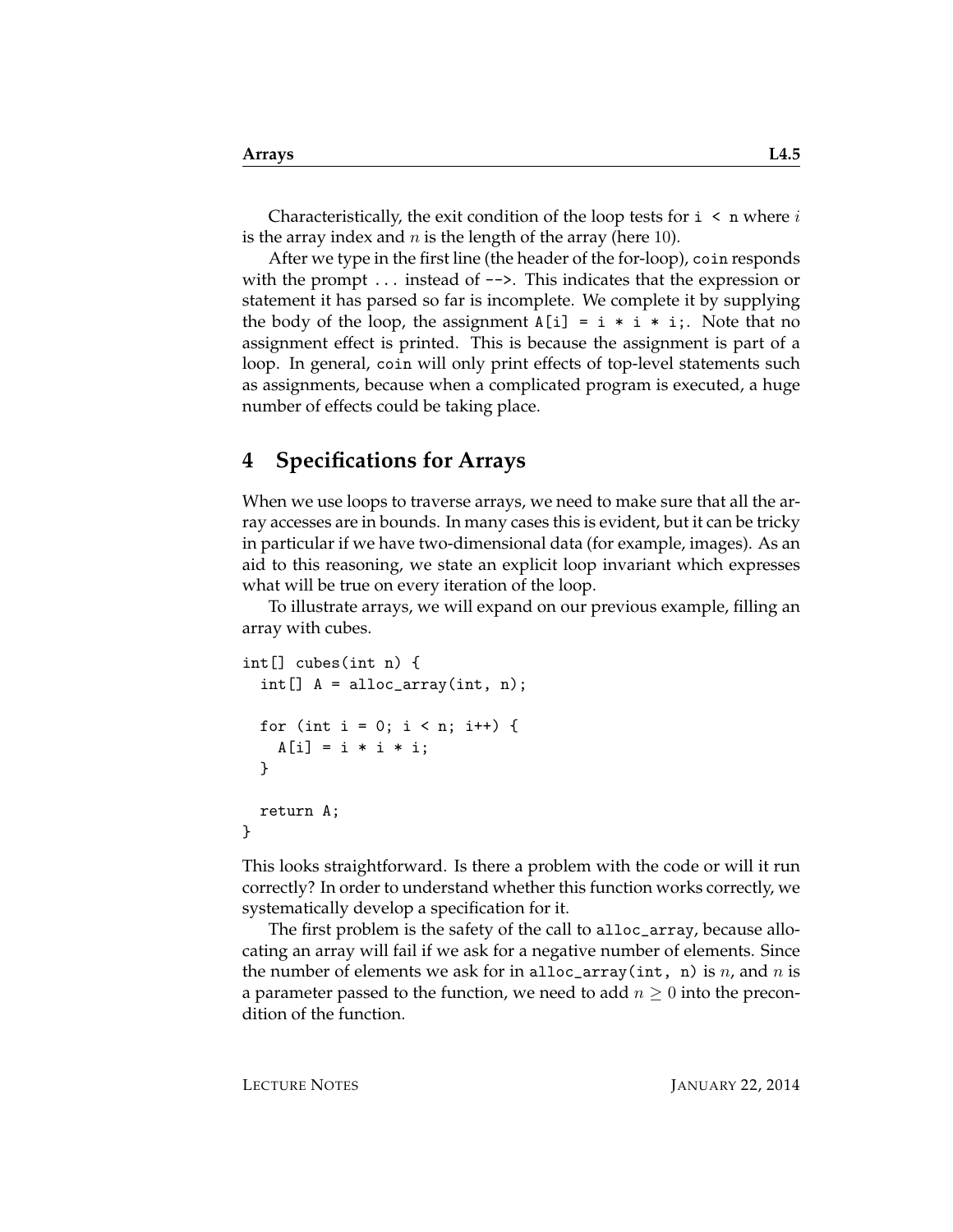Characteristically, the exit condition of the loop tests for `i < n` where $i$ is the array index and $n$ is the length of the array (here 10).

After we type in the first line (the header of the for-loop), `coin` responds with the prompt `...` instead of `-->`. This indicates that the expression or statement it has parsed so far is incomplete. We complete it by supplying the body of the loop, the assignment `A[i] = i * i * i;`. Note that no assignment effect is printed. This is because the assignment is part of a loop. In general, `coin` will only print effects of top-level statements such as assignments, because when a complicated program is executed, a huge number of effects could be taking place.

## 4 Specifications for Arrays

When we use loops to traverse arrays, we need to make sure that all the array accesses are in bounds. In many cases this is evident, but it can be tricky in particular if we have two-dimensional data (for example, images). As an aid to this reasoning, we state an explicit loop invariant which expresses what will be true on every iteration of the loop.

To illustrate arrays, we will expand on our previous example, filling an array with cubes.

```
int[] cubes(int n) {
  int[] A = alloc_array(int, n);

  for (int i = 0; i < n; i++) {
    A[i] = i * i * i;
  }

  return A;
}
```

This looks straightforward. Is there a problem with the code or will it run correctly? In order to understand whether this function works correctly, we systematically develop a specification for it.

The first problem is the safety of the call to `alloc_array`, because allocating an array will fail if we ask for a negative number of elements. Since the number of elements we ask for in `alloc_array(int, n)` is $n$, and $n$ is a parameter passed to the function, we need to add $n \geq 0$ into the precondition of the function.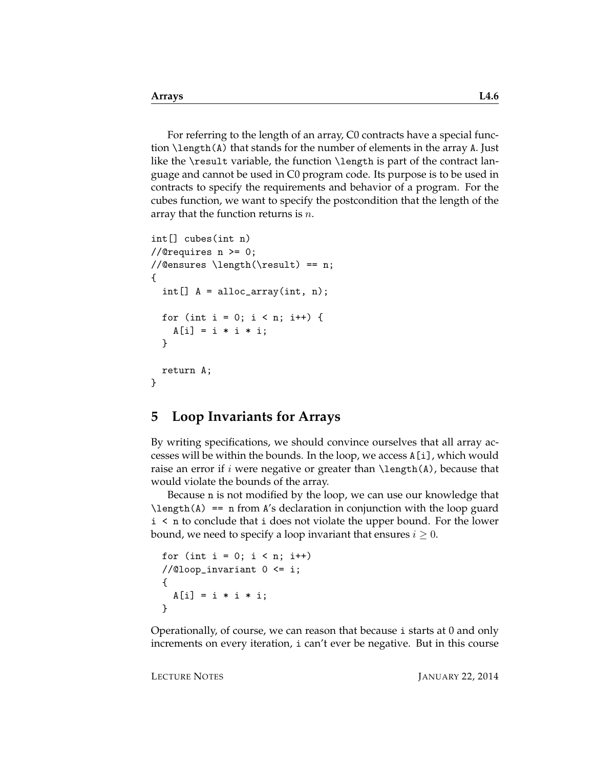For referring to the length of an array, C0 contracts have a special function `\length(A)` that stands for the number of elements in the array `A`. Just like the `\result` variable, the function `\length` is part of the contract language and cannot be used in C0 program code. Its purpose is to be used in contracts to specify the requirements and behavior of a program. For the cubes function, we want to specify the postcondition that the length of the array that the function returns is $n$.

```
int[] cubes(int n)
//@requires n >= 0;
//@ensures \length(\result) == n;
{
  int[] A = alloc_array(int, n);

  for (int i = 0; i < n; i++) {
    A[i] = i * i * i;
  }

  return A;
}
```

## 5 Loop Invariants for Arrays

By writing specifications, we should convince ourselves that all array accesses will be within the bounds. In the loop, we access `A[i]`, which would raise an error if $i$ were negative or greater than `\length(A)`, because that would violate the bounds of the array.

Because `n` is not modified by the loop, we can use our knowledge that `\length(A) == n` from `A`'s declaration in conjunction with the loop guard `i < n` to conclude that `i` does not violate the upper bound. For the lower bound, we need to specify a loop invariant that ensures $i \geq 0$.

```
  for (int i = 0; i < n; i++)
  //@loop_invariant 0 <= i;
  {
    A[i] = i * i * i;
  }
```

Operationally, of course, we can reason that because `i` starts at 0 and only increments on every iteration, `i` can't ever be negative. But in this course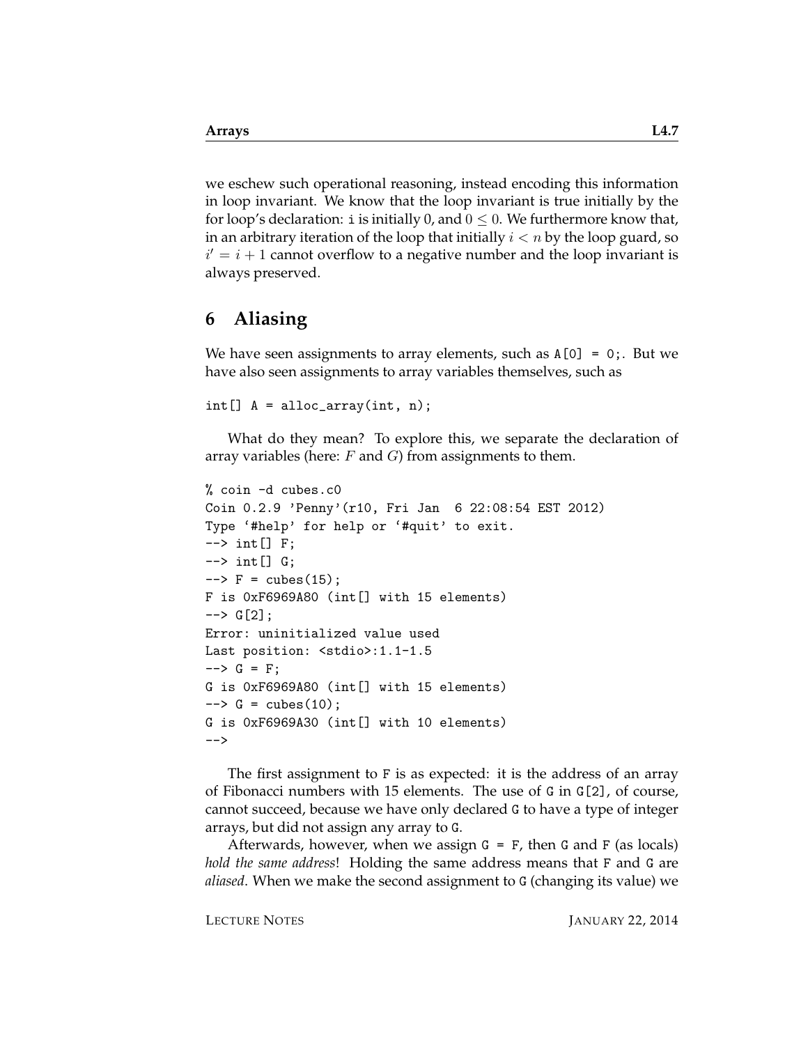we eschew such operational reasoning, instead encoding this information in loop invariant. We know that the loop invariant is true initially by the for loop's declaration: `i` is initially 0, and $0 \leq 0$. We furthermore know that, in an arbitrary iteration of the loop that initially $i < n$ by the loop guard, so $i' = i + 1$ cannot overflow to a negative number and the loop invariant is always preserved.

## 6 Aliasing

We have seen assignments to array elements, such as `A[0] = 0;`. But we have also seen assignments to array variables themselves, such as

```
int[] A = alloc_array(int, n);
```

What do they mean? To explore this, we separate the declaration of array variables (here: $F$ and $G$) from assignments to them.

```
% coin -d cubes.c0
Coin 0.2.9 'Penny'(r10, Fri Jan  6 22:08:54 EST 2012)
Type '#help' for help or '#quit' to exit.
--> int[] F;
--> int[] G;
--> F = cubes(15);
F is 0xF6969A80 (int[] with 15 elements)
--> G[2];
Error: uninitialized value used
Last position: <stdio>:1.1-1.5
--> G = F;
G is 0xF6969A80 (int[] with 15 elements)
--> G = cubes(10);
G is 0xF6969A30 (int[] with 10 elements)
-->
```

The first assignment to `F` is as expected: it is the address of an array of Fibonacci numbers with 15 elements. The use of `G` in `G[2]`, of course, cannot succeed, because we have only declared `G` to have a type of integer arrays, but did not assign any array to `G`.

Afterwards, however, when we assign `G = F`, then `G` and `F` (as locals) *hold the same address*! Holding the same address means that `F` and `G` are *aliased*. When we make the second assignment to `G` (changing its value) we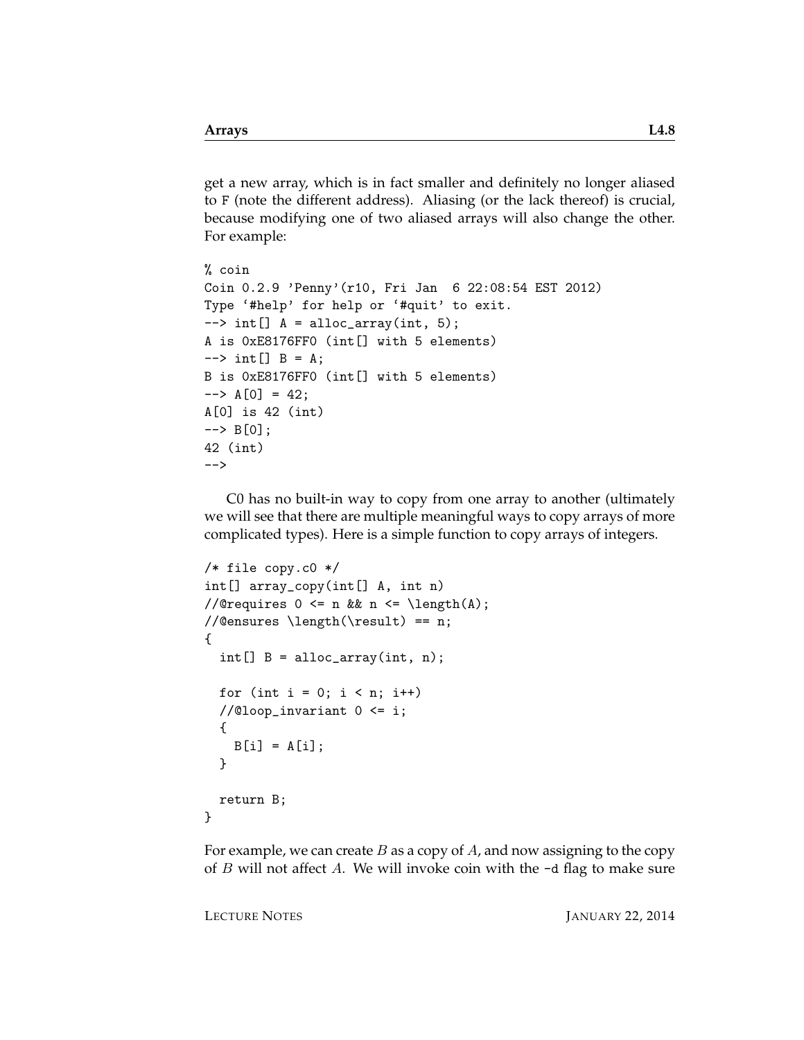get a new array, which is in fact smaller and definitely no longer aliased to F (note the different address). Aliasing (or the lack thereof) is crucial, because modifying one of two aliased arrays will also change the other. For example:

```
% coin
Coin 0.2.9 'Penny'(r10, Fri Jan  6 22:08:54 EST 2012)
Type '#help' for help or '#quit' to exit.
--> int[] A = alloc_array(int, 5);
A is 0xE8176FF0 (int[] with 5 elements)
--> int[] B = A;
B is 0xE8176FF0 (int[] with 5 elements)
--> A[0] = 42;
A[0] is 42 (int)
--> B[0];
42 (int)
-->
```

C0 has no built-in way to copy from one array to another (ultimately we will see that there are multiple meaningful ways to copy arrays of more complicated types). Here is a simple function to copy arrays of integers.

```
/* file copy.c0 */
int[] array_copy(int[] A, int n)
//@requires 0 <= n && n <= \length(A);
//@ensures \length(\result) == n;
{
  int[] B = alloc_array(int, n);

  for (int i = 0; i < n; i++)
  //@loop_invariant 0 <= i;
  {
    B[i] = A[i];
  }

  return B;
}
```

For example, we can create $B$ as a copy of $A$, and now assigning to the copy of $B$ will not affect $A$. We will invoke coin with the -d flag to make sure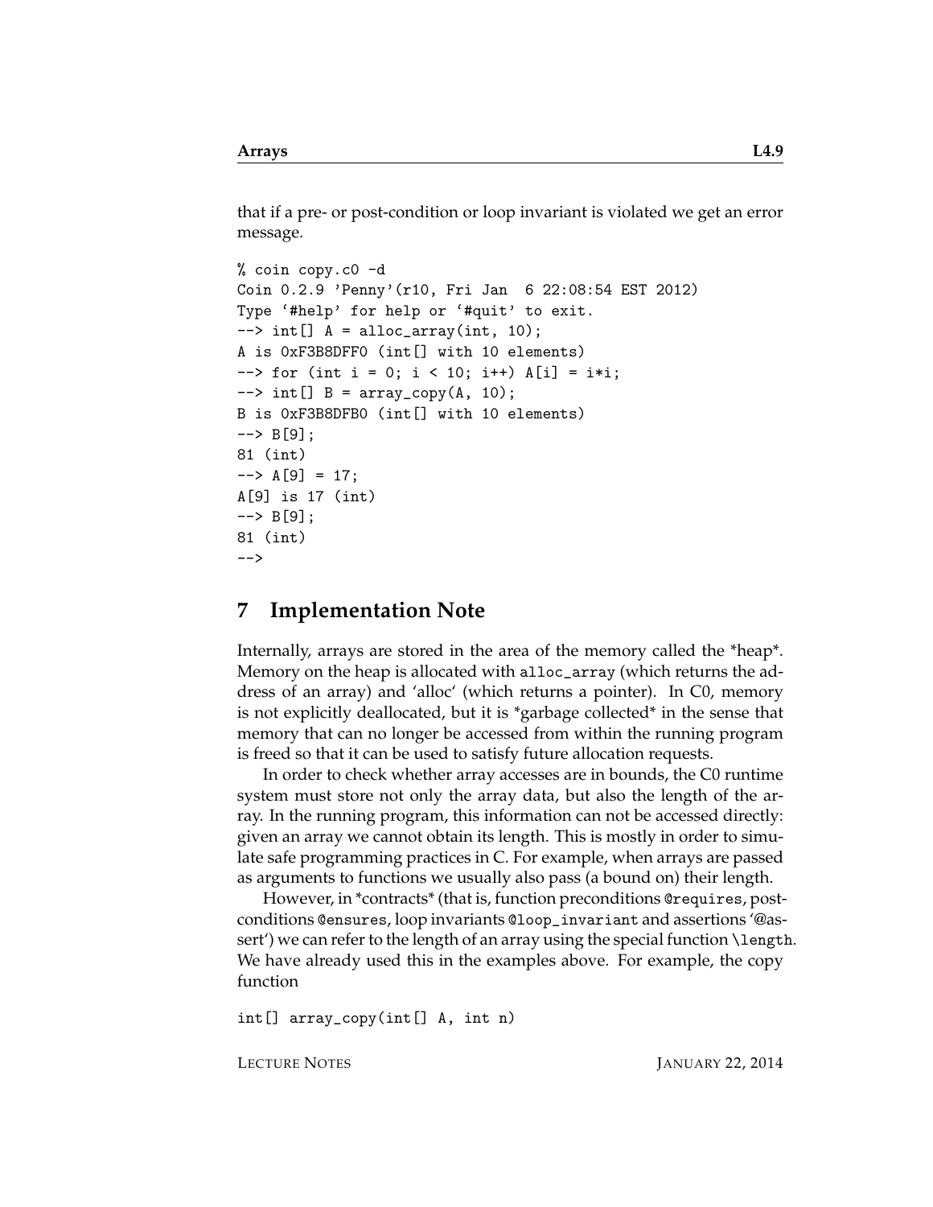that if a pre- or post-condition or loop invariant is violated we get an error message.

```
% coin copy.c0 -d
Coin 0.2.9 'Penny'(r10, Fri Jan  6 22:08:54 EST 2012)
Type '#help' for help or '#quit' to exit.
--> int[] A = alloc_array(int, 10);
A is 0xF3B8DFF0 (int[] with 10 elements)
--> for (int i = 0; i < 10; i++) A[i] = i*i;
--> int[] B = array_copy(A, 10);
B is 0xF3B8DFB0 (int[] with 10 elements)
--> B[9];
81 (int)
--> A[9] = 17;
A[9] is 17 (int)
--> B[9];
81 (int)
-->
```

## 7 Implementation Note

Internally, arrays are stored in the area of the memory called the *heap*. Memory on the heap is allocated with `alloc_array` (which returns the address of an array) and 'alloc' (which returns a pointer). In C0, memory is not explicitly deallocated, but it is *garbage collected* in the sense that memory that can no longer be accessed from within the running program is freed so that it can be used to satisfy future allocation requests.

In order to check whether array accesses are in bounds, the C0 runtime system must store not only the array data, but also the length of the array. In the running program, this information can not be accessed directly: given an array we cannot obtain its length. This is mostly in order to simulate safe programming practices in C. For example, when arrays are passed as arguments to functions we usually also pass (a bound on) their length.

However, in *contracts* (that is, function preconditions `@requires`, postconditions `@ensures`, loop invariants `@loop_invariant` and assertions '@assert') we can refer to the length of an array using the special function `\length`. We have already used this in the examples above. For example, the copy function

```
int[] array_copy(int[] A, int n)
```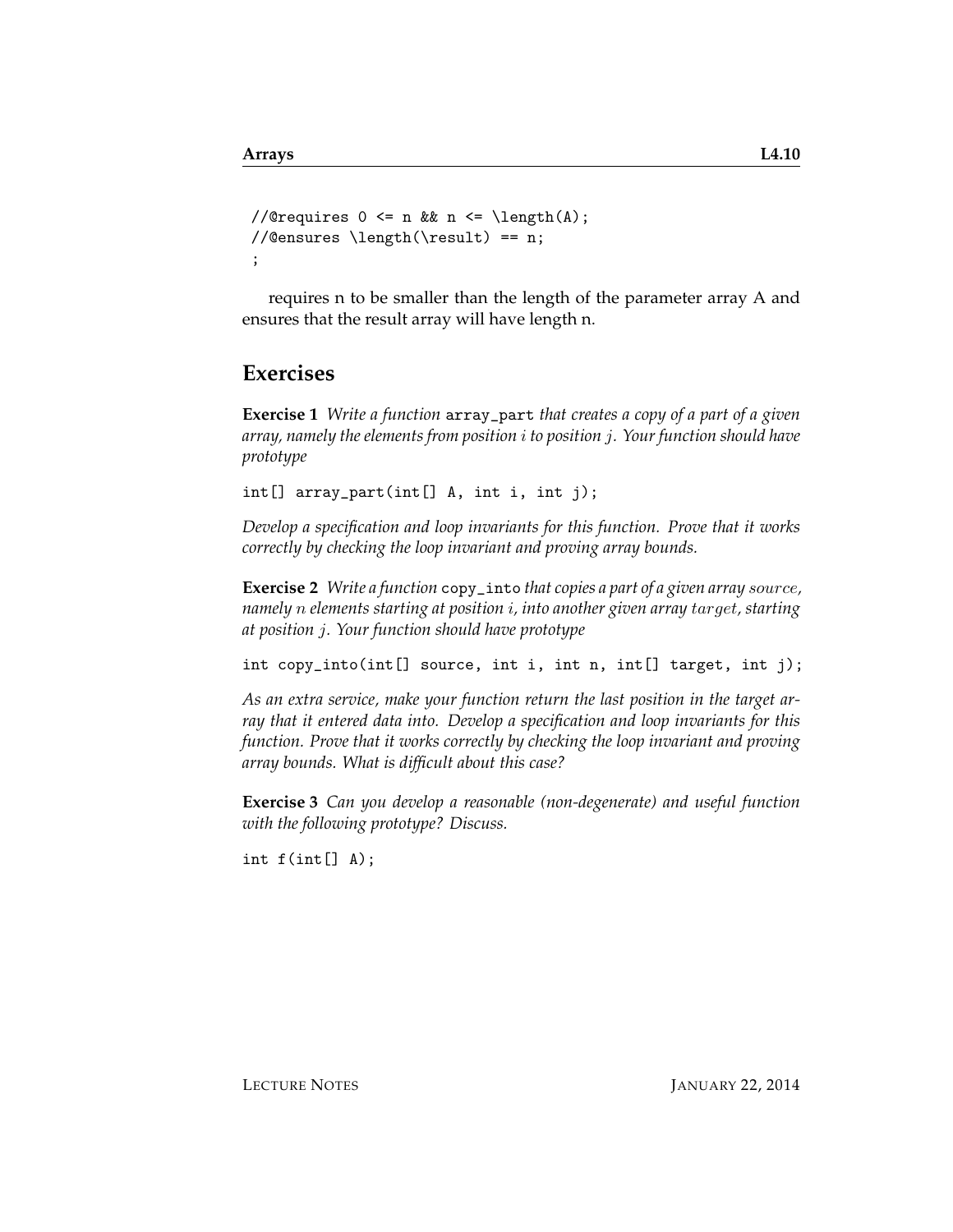```
//@requires 0 <= n && n <= \length(A);
//@ensures \length(\result) == n;
;
```

requires n to be smaller than the length of the parameter array A and ensures that the result array will have length n.

## Exercises

**Exercise 1** *Write a function* `array_part` *that creates a copy of a part of a given array, namely the elements from position $i$ to position $j$. Your function should have prototype*

```
int[] array_part(int[] A, int i, int j);
```

*Develop a specification and loop invariants for this function. Prove that it works correctly by checking the loop invariant and proving array bounds.*

**Exercise 2** *Write a function* `copy_into` *that copies a part of a given array $source$, namely $n$ elements starting at position $i$, into another given array $target$, starting at position $j$. Your function should have prototype*

```
int copy_into(int[] source, int i, int n, int[] target, int j);
```

*As an extra service, make your function return the last position in the target array that it entered data into. Develop a specification and loop invariants for this function. Prove that it works correctly by checking the loop invariant and proving array bounds. What is difficult about this case?*

**Exercise 3** *Can you develop a reasonable (non-degenerate) and useful function with the following prototype? Discuss.*

```
int f(int[] A);
```